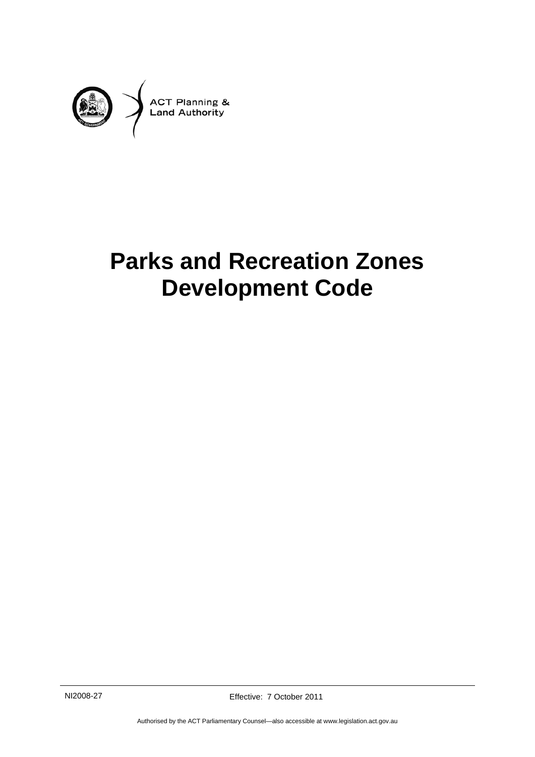ACT Planning & Land Authority

# Parks and Recreation Zones Development Code

NI2008-27

Effective: 7 October 2011

Authorised by the ACT Parliamentary Counsel—also accessible at www.legislation.act.gov.au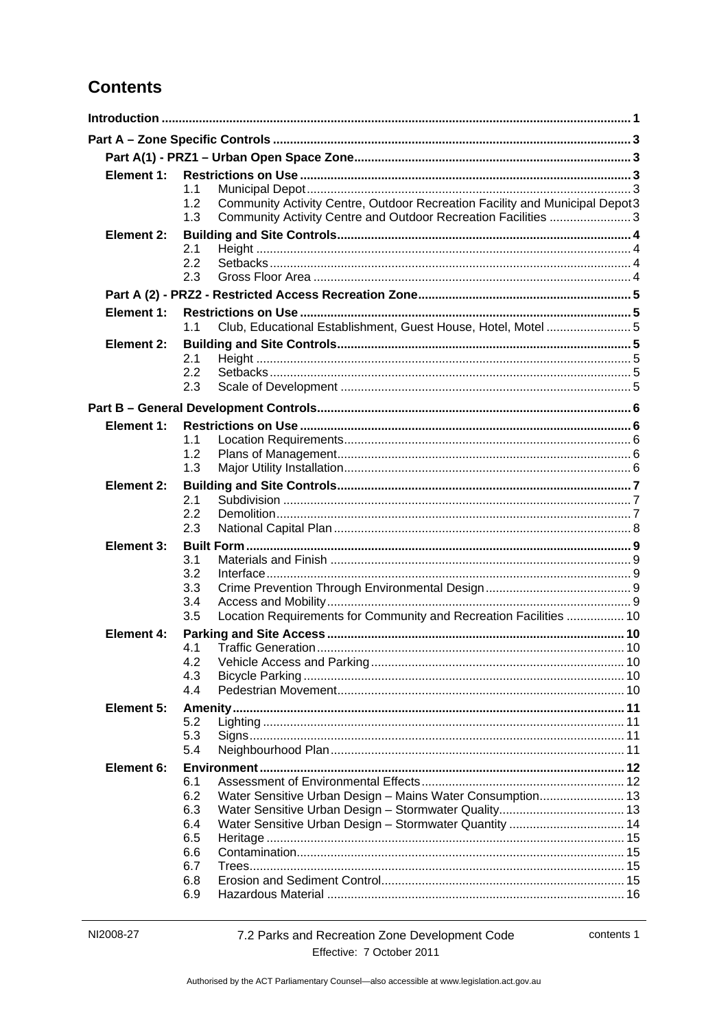# Contents

**Introduction** 1

**Part A – Zone Specific Controls** 3

**Part A(1) - PRZ1 – Urban Open Space Zone** 3

**Element 1: Restrictions on Use** 3

- 1.1 Municipal Depot 3
- 1.2 Community Activity Centre, Outdoor Recreation Facility and Municipal Depot 3
- 1.3 Community Activity Centre and Outdoor Recreation Facilities 3

**Element 2: Building and Site Controls** 4

- 2.1 Height 4
- 2.2 Setbacks 4
- 2.3 Gross Floor Area 4

**Part A (2) - PRZ2 - Restricted Access Recreation Zone** 5

**Element 1: Restrictions on Use** 5

- 1.1 Club, Educational Establishment, Guest House, Hotel, Motel 5

**Element 2: Building and Site Controls** 5

- 2.1 Height 5
- 2.2 Setbacks 5
- 2.3 Scale of Development 5

**Part B – General Development Controls** 6

**Element 1: Restrictions on Use** 6

- 1.1 Location Requirements 6
- 1.2 Plans of Management 6
- 1.3 Major Utility Installation 6

**Element 2: Building and Site Controls** 7

- 2.1 Subdivision 7
- 2.2 Demolition 7
- 2.3 National Capital Plan 8

**Element 3: Built Form** 9

- 3.1 Materials and Finish 9
- 3.2 Interface 9
- 3.3 Crime Prevention Through Environmental Design 9
- 3.4 Access and Mobility 9
- 3.5 Location Requirements for Community and Recreation Facilities 10

**Element 4: Parking and Site Access** 10

- 4.1 Traffic Generation 10
- 4.2 Vehicle Access and Parking 10
- 4.3 Bicycle Parking 10
- 4.4 Pedestrian Movement 10

**Element 5: Amenity** 11

- 5.2 Lighting 11
- 5.3 Signs 11
- 5.4 Neighbourhood Plan 11

**Element 6: Environment** 12

- 6.1 Assessment of Environmental Effects 12
- 6.2 Water Sensitive Urban Design – Mains Water Consumption 13
- 6.3 Water Sensitive Urban Design – Stormwater Quality 13
- 6.4 Water Sensitive Urban Design – Stormwater Quantity 14
- 6.5 Heritage 15
- 6.6 Contamination 15
- 6.7 Trees 15
- 6.8 Erosion and Sediment Control 15
- 6.9 Hazardous Material 16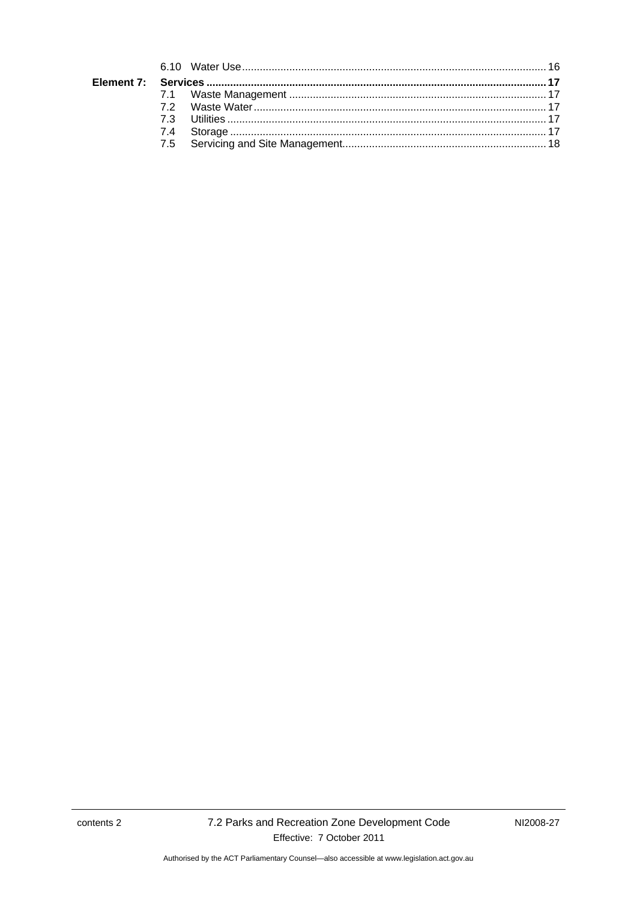| | | | |
|---|---|---|---|
| | 6.10 | Water Use | 16 |
| **Element 7:** | **Services** | | **17** |
| | 7.1 | Waste Management | 17 |
| | 7.2 | Waste Water | 17 |
| | 7.3 | Utilities | 17 |
| | 7.4 | Storage | 17 |
| | 7.5 | Servicing and Site Management | 18 |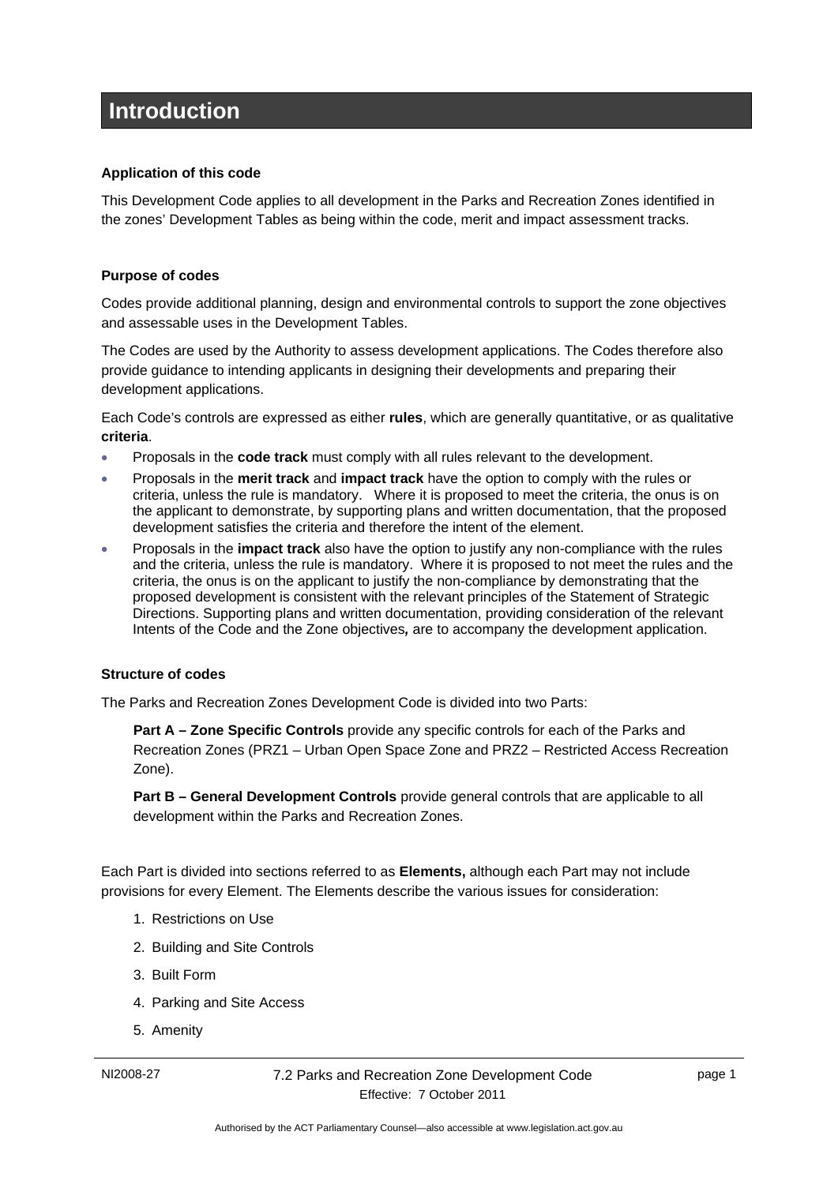# Introduction

**Application of this code**

This Development Code applies to all development in the Parks and Recreation Zones identified in the zones' Development Tables as being within the code, merit and impact assessment tracks.

**Purpose of codes**

Codes provide additional planning, design and environmental controls to support the zone objectives and assessable uses in the Development Tables.

The Codes are used by the Authority to assess development applications. The Codes therefore also provide guidance to intending applicants in designing their developments and preparing their development applications.

Each Code's controls are expressed as either **rules**, which are generally quantitative, or as qualitative **criteria**.

- Proposals in the **code track** must comply with all rules relevant to the development.
- Proposals in the **merit track** and **impact track** have the option to comply with the rules or criteria, unless the rule is mandatory. Where it is proposed to meet the criteria, the onus is on the applicant to demonstrate, by supporting plans and written documentation, that the proposed development satisfies the criteria and therefore the intent of the element.
- Proposals in the **impact track** also have the option to justify any non-compliance with the rules and the criteria, unless the rule is mandatory. Where it is proposed to not meet the rules and the criteria, the onus is on the applicant to justify the non-compliance by demonstrating that the proposed development is consistent with the relevant principles of the Statement of Strategic Directions. Supporting plans and written documentation, providing consideration of the relevant Intents of the Code and the Zone objectives**,** are to accompany the development application.

**Structure of codes**

The Parks and Recreation Zones Development Code is divided into two Parts:

**Part A – Zone Specific Controls** provide any specific controls for each of the Parks and Recreation Zones (PRZ1 – Urban Open Space Zone and PRZ2 – Restricted Access Recreation Zone).

**Part B – General Development Controls** provide general controls that are applicable to all development within the Parks and Recreation Zones.

Each Part is divided into sections referred to as **Elements,** although each Part may not include provisions for every Element. The Elements describe the various issues for consideration:

1. Restrictions on Use
2. Building and Site Controls
3. Built Form
4. Parking and Site Access
5. Amenity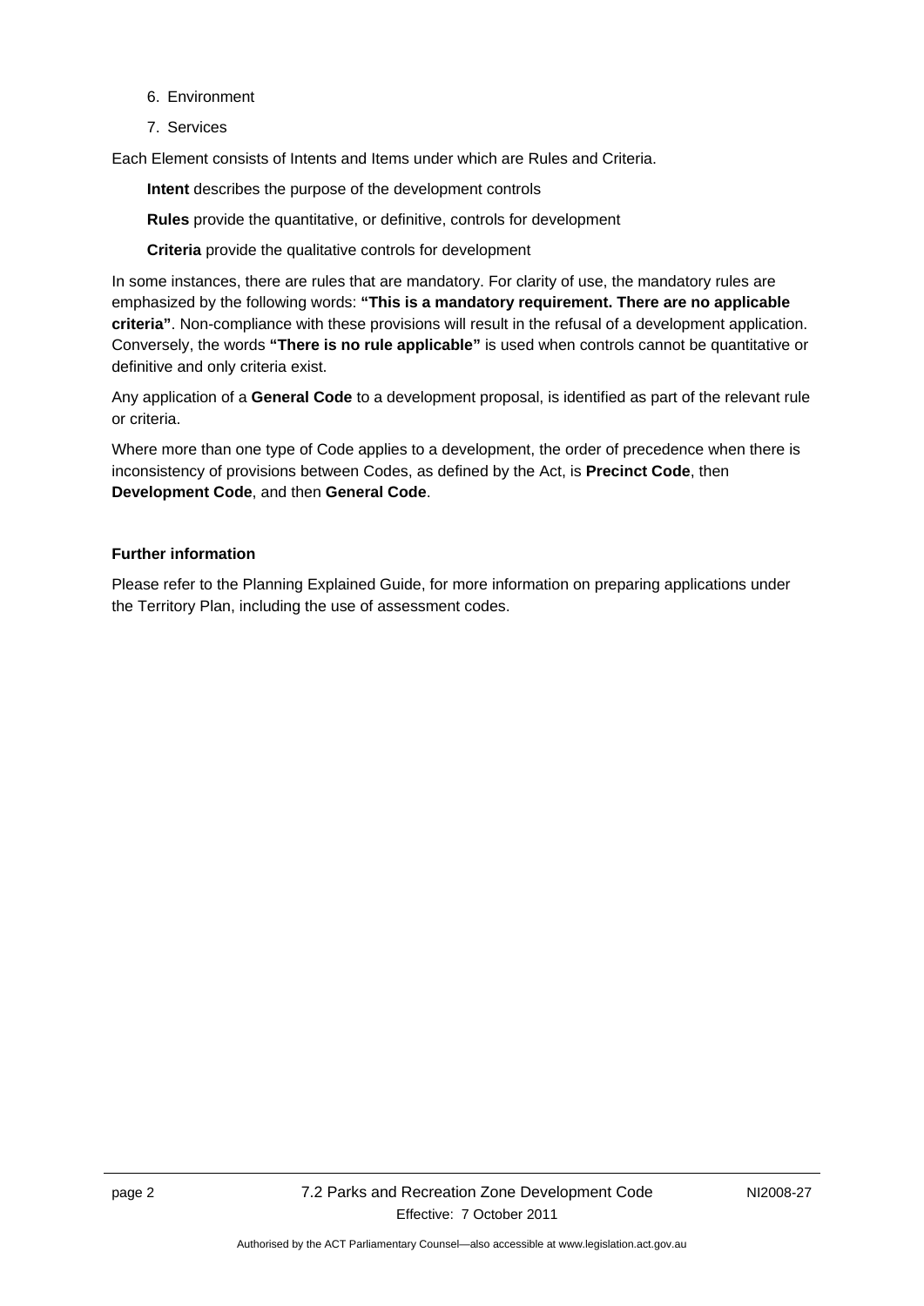6. Environment
7. Services

Each Element consists of Intents and Items under which are Rules and Criteria.

**Intent** describes the purpose of the development controls

**Rules** provide the quantitative, or definitive, controls for development

**Criteria** provide the qualitative controls for development

In some instances, there are rules that are mandatory. For clarity of use, the mandatory rules are emphasized by the following words: **"This is a mandatory requirement. There are no applicable criteria"**. Non-compliance with these provisions will result in the refusal of a development application. Conversely, the words **"There is no rule applicable"** is used when controls cannot be quantitative or definitive and only criteria exist.

Any application of a **General Code** to a development proposal, is identified as part of the relevant rule or criteria.

Where more than one type of Code applies to a development, the order of precedence when there is inconsistency of provisions between Codes, as defined by the Act, is **Precinct Code**, then **Development Code**, and then **General Code**.

**Further information**

Please refer to the Planning Explained Guide, for more information on preparing applications under the Territory Plan, including the use of assessment codes.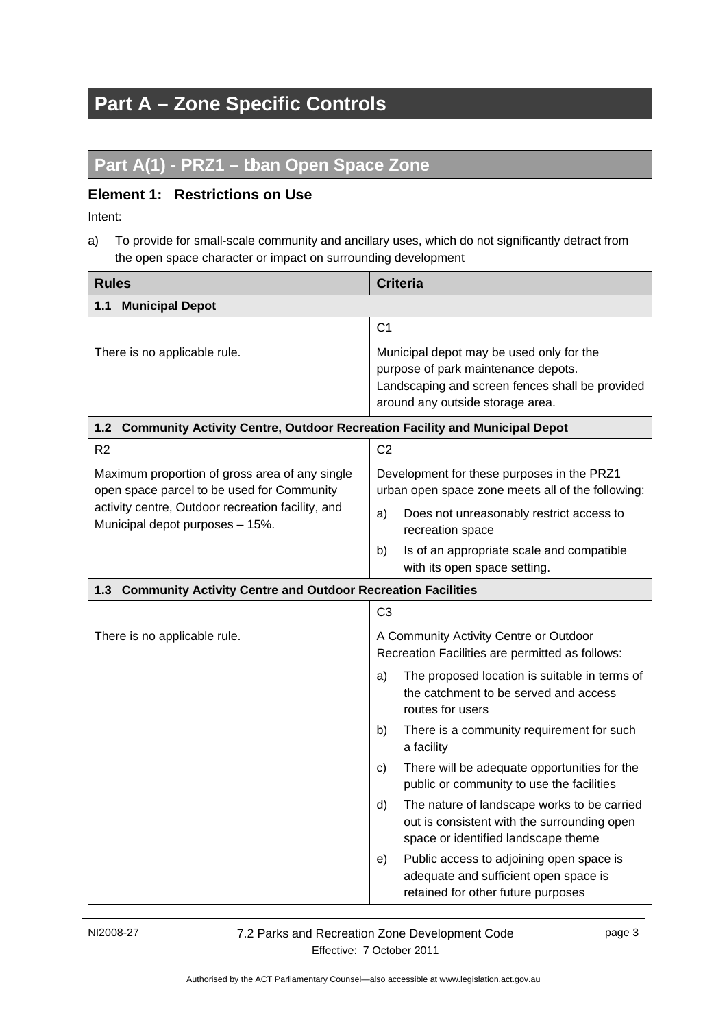# Part A – Zone Specific Controls

## Part A(1) - PRZ1 – Urban Open Space Zone

### Element 1: Restrictions on Use

Intent:

a) To provide for small-scale community and ancillary uses, which do not significantly detract from the open space character or impact on surrounding development

| Rules | Criteria |
|---|---|
| **1.1 Municipal Depot** | |
| There is no applicable rule. | C1<br><br>Municipal depot may be used only for the purpose of park maintenance depots. Landscaping and screen fences shall be provided around any outside storage area. |
| **1.2 Community Activity Centre, Outdoor Recreation Facility and Municipal Depot** | |
| R2<br><br>Maximum proportion of gross area of any single open space parcel to be used for Community activity centre, Outdoor recreation facility, and Municipal depot purposes – 15%. | C2<br><br>Development for these purposes in the PRZ1 urban open space zone meets all of the following:<br>a) Does not unreasonably restrict access to recreation space<br>b) Is of an appropriate scale and compatible with its open space setting. |
| **1.3 Community Activity Centre and Outdoor Recreation Facilities** | |
| There is no applicable rule. | C3<br><br>A Community Activity Centre or Outdoor Recreation Facilities are permitted as follows:<br>a) The proposed location is suitable in terms of the catchment to be served and access routes for users<br>b) There is a community requirement for such a facility<br>c) There will be adequate opportunities for the public or community to use the facilities<br>d) The nature of landscape works to be carried out is consistent with the surrounding open space or identified landscape theme<br>e) Public access to adjoining open space is adequate and sufficient open space is retained for other future purposes |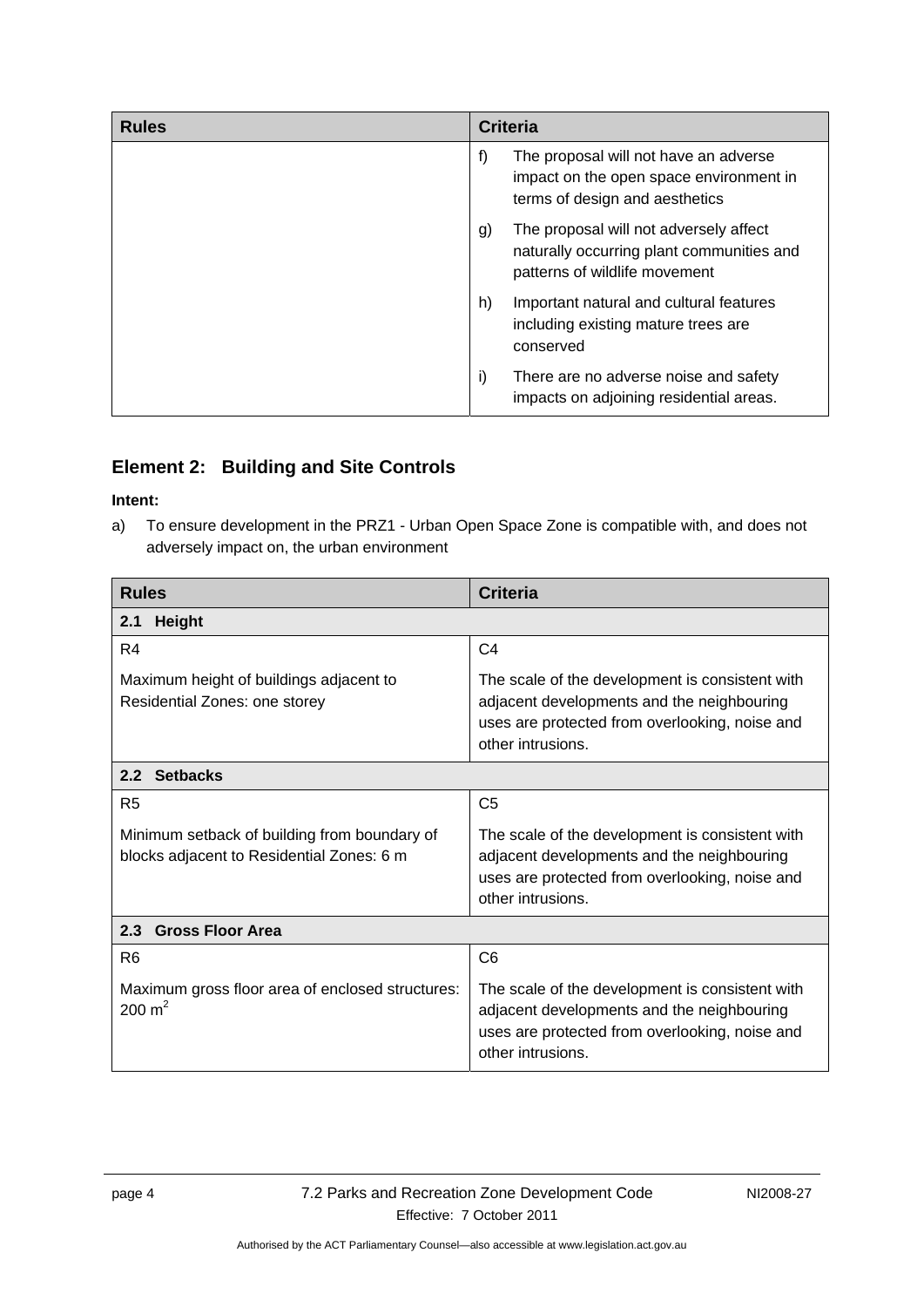| Rules | Criteria |
|---|---|
| | f) The proposal will not have an adverse impact on the open space environment in terms of design and aesthetics |
| | g) The proposal will not adversely affect naturally occurring plant communities and patterns of wildlife movement |
| | h) Important natural and cultural features including existing mature trees are conserved |
| | i) There are no adverse noise and safety impacts on adjoining residential areas. |

## Element 2: Building and Site Controls

**Intent:**

a) To ensure development in the PRZ1 - Urban Open Space Zone is compatible with, and does not adversely impact on, the urban environment

| Rules | Criteria |
|---|---|
| **2.1 Height** | |
| R4<br><br>Maximum height of buildings adjacent to Residential Zones: one storey | C4<br><br>The scale of the development is consistent with adjacent developments and the neighbouring uses are protected from overlooking, noise and other intrusions. |
| **2.2 Setbacks** | |
| R5<br><br>Minimum setback of building from boundary of blocks adjacent to Residential Zones: 6 m | C5<br><br>The scale of the development is consistent with adjacent developments and the neighbouring uses are protected from overlooking, noise and other intrusions. |
| **2.3 Gross Floor Area** | |
| R6<br><br>Maximum gross floor area of enclosed structures: 200 $m^2$ | C6<br><br>The scale of the development is consistent with adjacent developments and the neighbouring uses are protected from overlooking, noise and other intrusions. |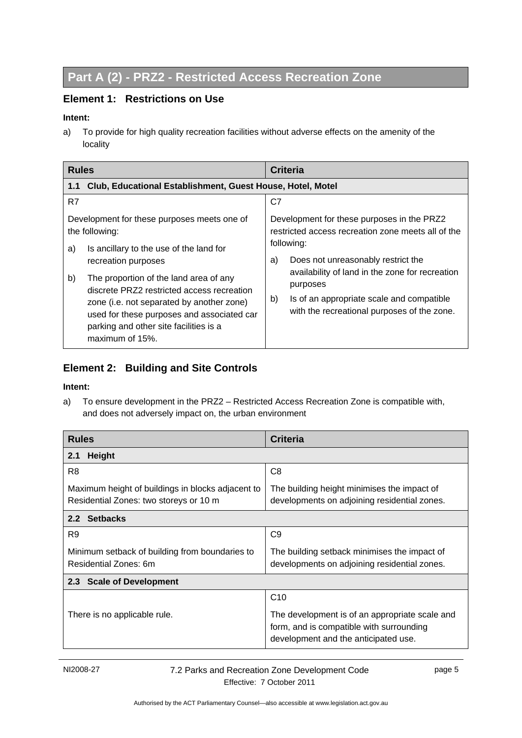# Part A (2) - PRZ2 - Restricted Access Recreation Zone

## Element 1: Restrictions on Use

**Intent:**

a) To provide for high quality recreation facilities without adverse effects on the amenity of the locality

| Rules | Criteria |
|---|---|
| **1.1 Club, Educational Establishment, Guest House, Hotel, Motel** | |
| R7<br><br>Development for these purposes meets one of the following:<br><br>a) Is ancillary to the use of the land for recreation purposes<br><br>b) The proportion of the land area of any discrete PRZ2 restricted access recreation zone (i.e. not separated by another zone) used for these purposes and associated car parking and other site facilities is a maximum of 15%. | C7<br><br>Development for these purposes in the PRZ2 restricted access recreation zone meets all of the following:<br><br>a) Does not unreasonably restrict the availability of land in the zone for recreation purposes<br><br>b) Is of an appropriate scale and compatible with the recreational purposes of the zone. |

## Element 2: Building and Site Controls

**Intent:**

a) To ensure development in the PRZ2 – Restricted Access Recreation Zone is compatible with, and does not adversely impact on, the urban environment

| Rules | Criteria |
|---|---|
| **2.1 Height** | |
| R8<br><br>Maximum height of buildings in blocks adjacent to Residential Zones: two storeys or 10 m | C8<br><br>The building height minimises the impact of developments on adjoining residential zones. |
| **2.2 Setbacks** | |
| R9<br><br>Minimum setback of building from boundaries to Residential Zones: 6m | C9<br><br>The building setback minimises the impact of developments on adjoining residential zones. |
| **2.3 Scale of Development** | |
| There is no applicable rule. | C10<br><br>The development is of an appropriate scale and form, and is compatible with surrounding development and the anticipated use. |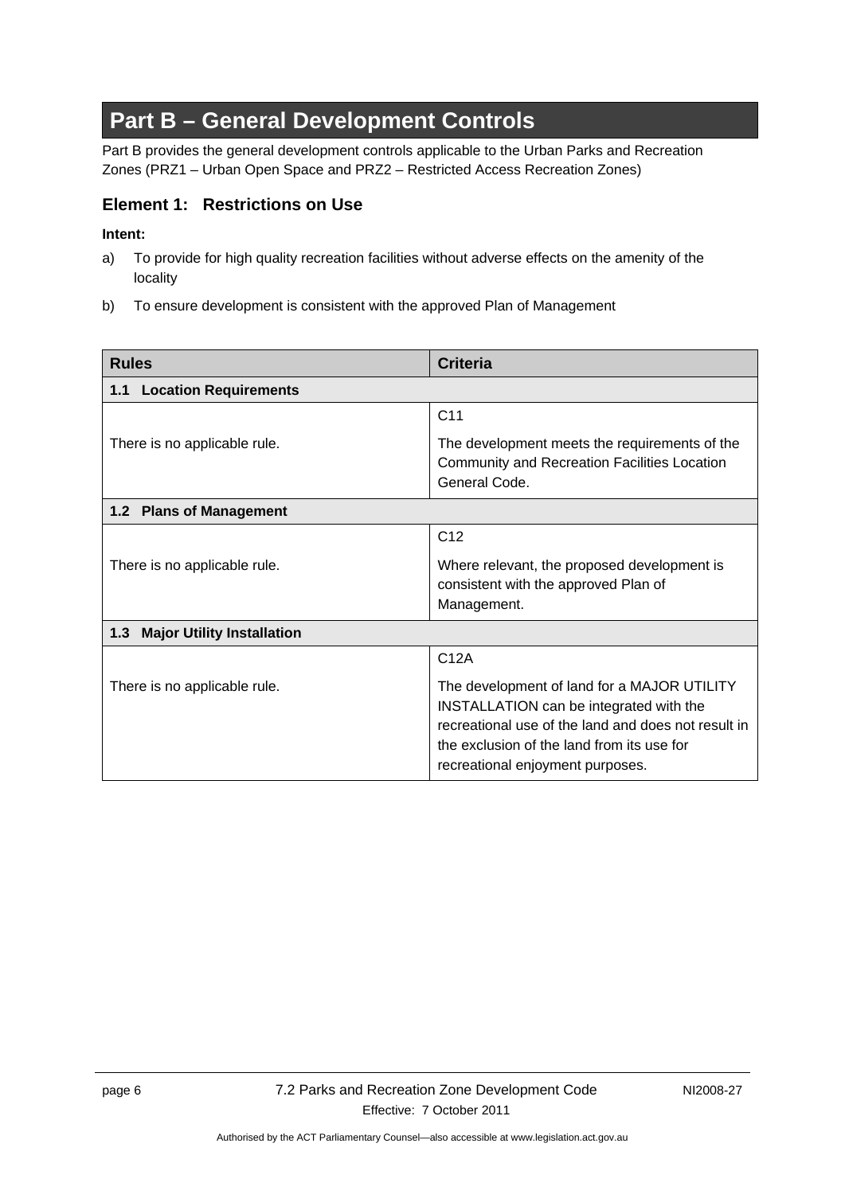# Part B – General Development Controls

Part B provides the general development controls applicable to the Urban Parks and Recreation Zones (PRZ1 – Urban Open Space and PRZ2 – Restricted Access Recreation Zones)

## Element 1: Restrictions on Use

**Intent:**

a) To provide for high quality recreation facilities without adverse effects on the amenity of the locality

b) To ensure development is consistent with the approved Plan of Management

| Rules | Criteria |
|---|---|
| **1.1 Location Requirements** | |
| There is no applicable rule. | C11<br><br>The development meets the requirements of the Community and Recreation Facilities Location General Code. |
| **1.2 Plans of Management** | |
| There is no applicable rule. | C12<br><br>Where relevant, the proposed development is consistent with the approved Plan of Management. |
| **1.3 Major Utility Installation** | |
| There is no applicable rule. | C12A<br><br>The development of land for a MAJOR UTILITY INSTALLATION can be integrated with the recreational use of the land and does not result in the exclusion of the land from its use for recreational enjoyment purposes. |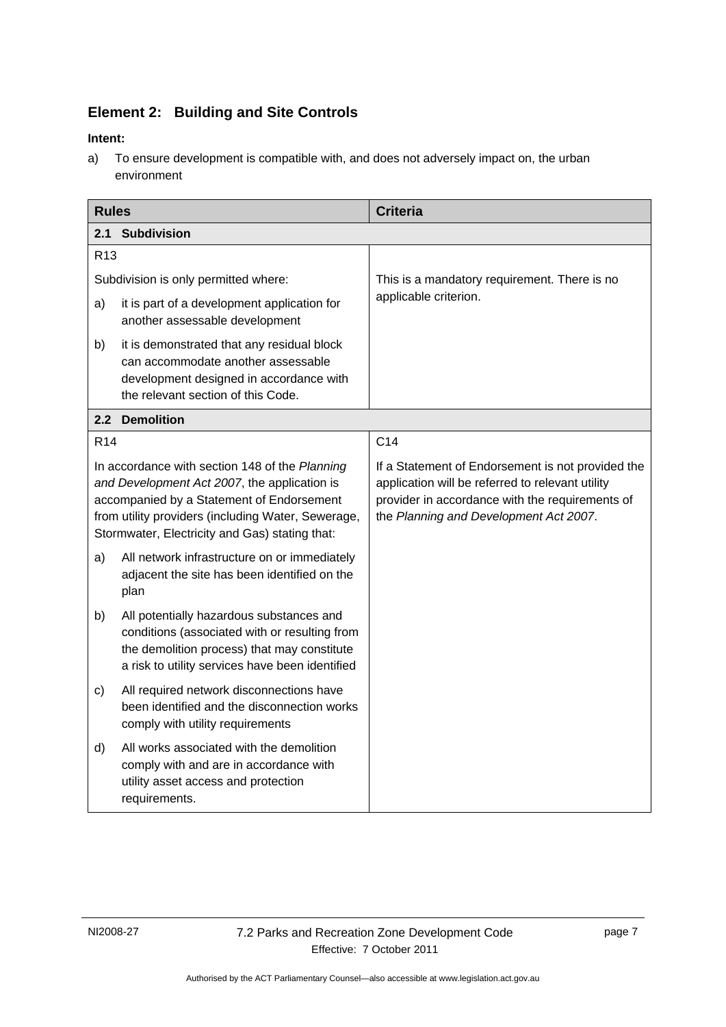## Element 2: Building and Site Controls

**Intent:**

a) To ensure development is compatible with, and does not adversely impact on, the urban environment

| Rules | Criteria |
|---|---|
| **2.1 Subdivision** | |
| R13<br><br>Subdivision is only permitted where:<br><br>a) it is part of a development application for another assessable development<br><br>b) it is demonstrated that any residual block can accommodate another assessable development designed in accordance with the relevant section of this Code. | This is a mandatory requirement. There is no applicable criterion. |
| **2.2 Demolition** | |
| R14<br><br>In accordance with section 148 of the *Planning and Development Act 2007*, the application is accompanied by a Statement of Endorsement from utility providers (including Water, Sewerage, Stormwater, Electricity and Gas) stating that:<br><br>a) All network infrastructure on or immediately adjacent the site has been identified on the plan<br><br>b) All potentially hazardous substances and conditions (associated with or resulting from the demolition process) that may constitute a risk to utility services have been identified<br><br>c) All required network disconnections have been identified and the disconnection works comply with utility requirements<br><br>d) All works associated with the demolition comply with and are in accordance with utility asset access and protection requirements. | C14<br><br>If a Statement of Endorsement is not provided the application will be referred to relevant utility provider in accordance with the requirements of the *Planning and Development Act 2007*. |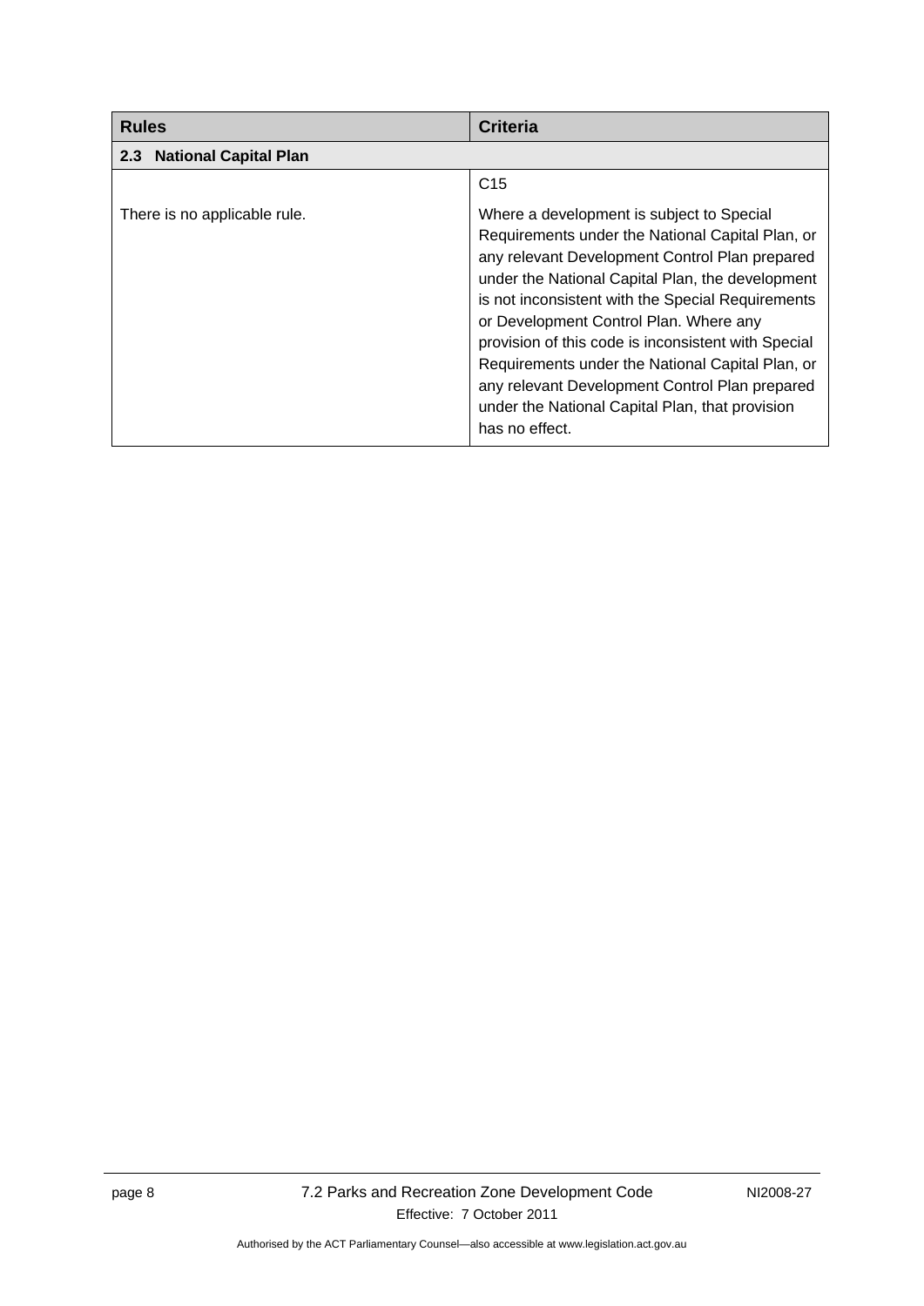| Rules | Criteria |
|---|---|
| **2.3 National Capital Plan** | |
| There is no applicable rule. | C15<br><br>Where a development is subject to Special Requirements under the National Capital Plan, or any relevant Development Control Plan prepared under the National Capital Plan, the development is not inconsistent with the Special Requirements or Development Control Plan. Where any provision of this code is inconsistent with Special Requirements under the National Capital Plan, or any relevant Development Control Plan prepared under the National Capital Plan, that provision has no effect. |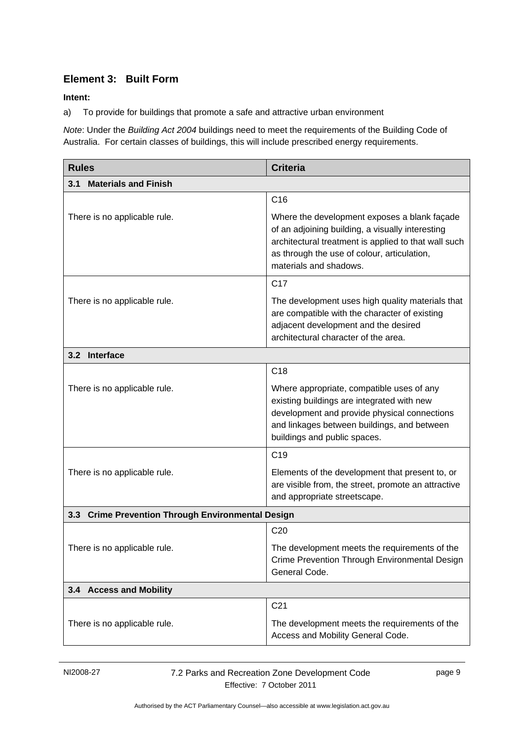## Element 3: Built Form

**Intent:**

a) To provide for buildings that promote a safe and attractive urban environment

*Note*: Under the *Building Act 2004* buildings need to meet the requirements of the Building Code of Australia. For certain classes of buildings, this will include prescribed energy requirements.

| Rules | Criteria |
|---|---|
| **3.1 Materials and Finish** | |
| There is no applicable rule. | C16<br><br>Where the development exposes a blank façade of an adjoining building, a visually interesting architectural treatment is applied to that wall such as through the use of colour, articulation, materials and shadows. |
| There is no applicable rule. | C17<br><br>The development uses high quality materials that are compatible with the character of existing adjacent development and the desired architectural character of the area. |
| **3.2 Interface** | |
| There is no applicable rule. | C18<br><br>Where appropriate, compatible uses of any existing buildings are integrated with new development and provide physical connections and linkages between buildings, and between buildings and public spaces. |
| There is no applicable rule. | C19<br><br>Elements of the development that present to, or are visible from, the street, promote an attractive and appropriate streetscape. |
| **3.3 Crime Prevention Through Environmental Design** | |
| There is no applicable rule. | C20<br><br>The development meets the requirements of the Crime Prevention Through Environmental Design General Code. |
| **3.4 Access and Mobility** | |
| There is no applicable rule. | C21<br><br>The development meets the requirements of the Access and Mobility General Code. |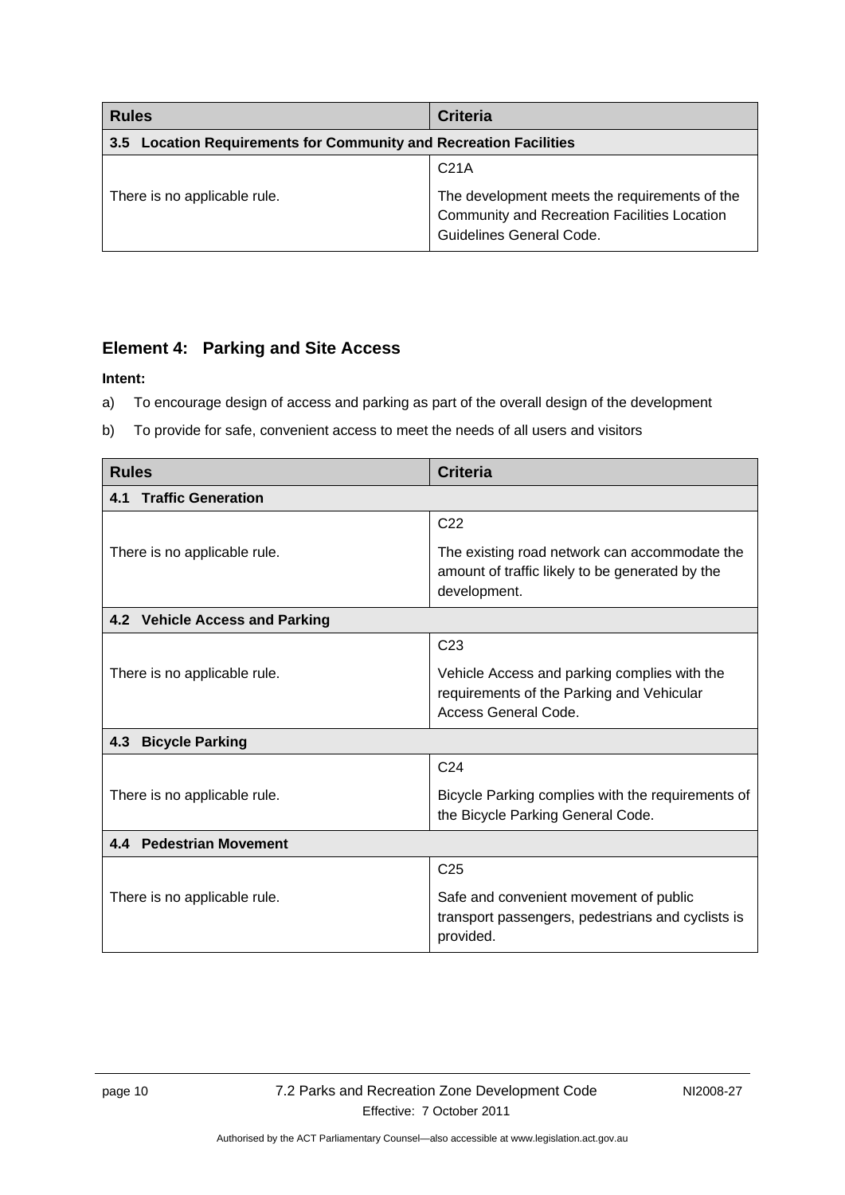| Rules | Criteria |
|---|---|
| **3.5 Location Requirements for Community and Recreation Facilities** | |
| There is no applicable rule. | C21A<br><br>The development meets the requirements of the Community and Recreation Facilities Location Guidelines General Code. |

## Element 4: Parking and Site Access

**Intent:**

a) To encourage design of access and parking as part of the overall design of the development

b) To provide for safe, convenient access to meet the needs of all users and visitors

| Rules | Criteria |
|---|---|
| **4.1 Traffic Generation** | |
| There is no applicable rule. | C22<br><br>The existing road network can accommodate the amount of traffic likely to be generated by the development. |
| **4.2 Vehicle Access and Parking** | |
| There is no applicable rule. | C23<br><br>Vehicle Access and parking complies with the requirements of the Parking and Vehicular Access General Code. |
| **4.3 Bicycle Parking** | |
| There is no applicable rule. | C24<br><br>Bicycle Parking complies with the requirements of the Bicycle Parking General Code. |
| **4.4 Pedestrian Movement** | |
| There is no applicable rule. | C25<br><br>Safe and convenient movement of public transport passengers, pedestrians and cyclists is provided. |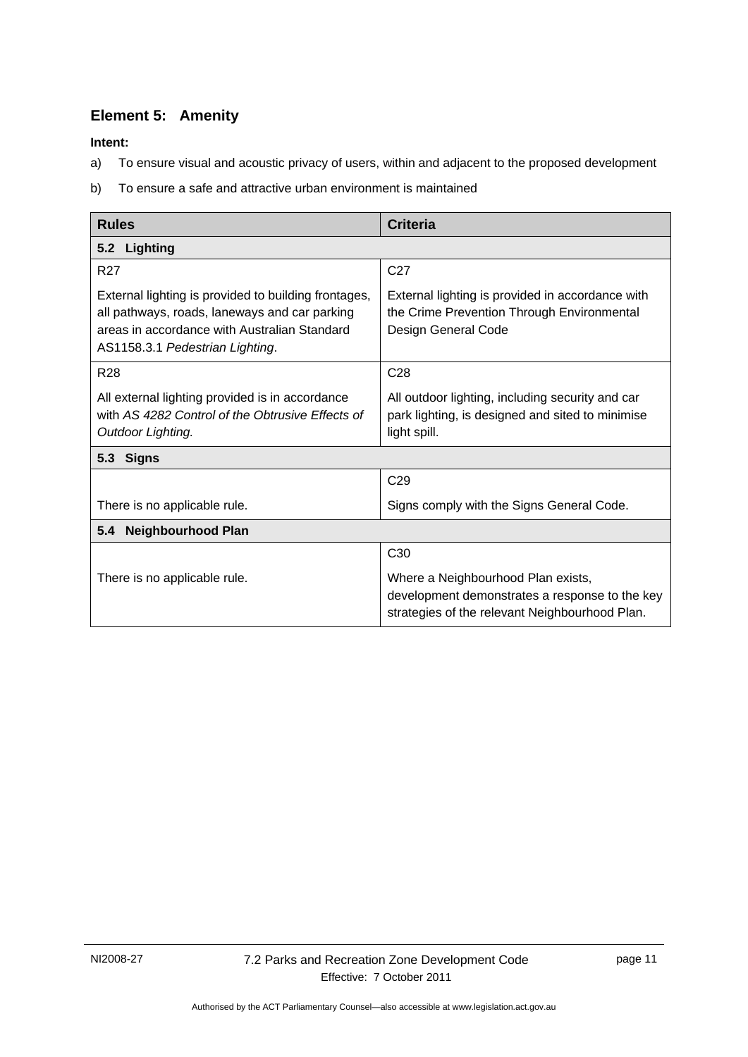## Element 5: Amenity

**Intent:**

a) To ensure visual and acoustic privacy of users, within and adjacent to the proposed development

b) To ensure a safe and attractive urban environment is maintained

| Rules | Criteria |
|---|---|
| **5.2 Lighting** | |
| R27<br><br>External lighting is provided to building frontages, all pathways, roads, laneways and car parking areas in accordance with Australian Standard AS1158.3.1 *Pedestrian Lighting*. | C27<br><br>External lighting is provided in accordance with the Crime Prevention Through Environmental Design General Code |
| R28<br><br>All external lighting provided is in accordance with *AS 4282 Control of the Obtrusive Effects of Outdoor Lighting.* | C28<br><br>All outdoor lighting, including security and car park lighting, is designed and sited to minimise light spill. |
| **5.3 Signs** | |
| There is no applicable rule. | C29<br><br>Signs comply with the Signs General Code. |
| **5.4 Neighbourhood Plan** | |
| There is no applicable rule. | C30<br><br>Where a Neighbourhood Plan exists, development demonstrates a response to the key strategies of the relevant Neighbourhood Plan. |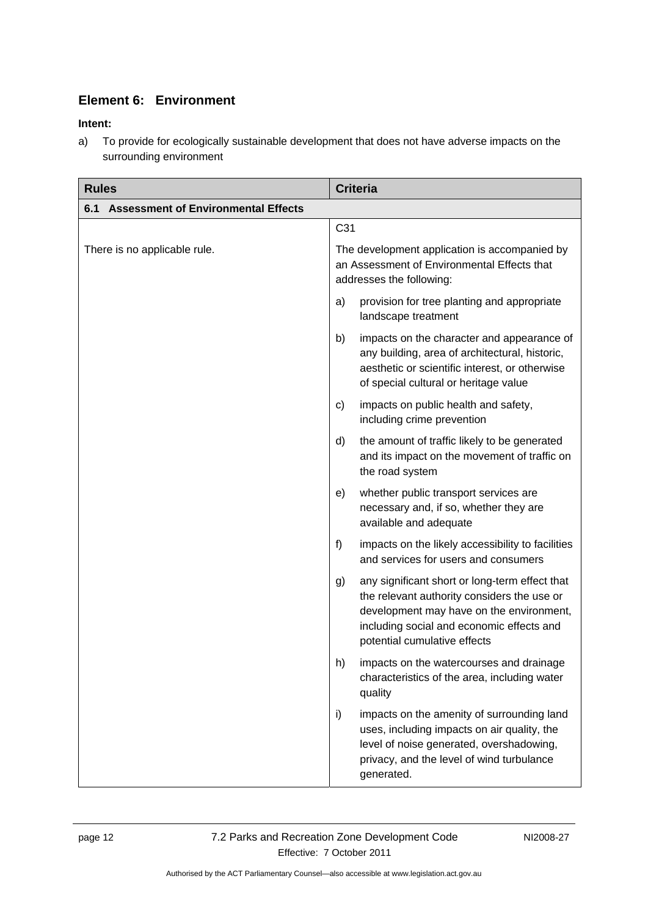## Element 6: Environment

**Intent:**

a) To provide for ecologically sustainable development that does not have adverse impacts on the surrounding environment

| Rules | Criteria |
|---|---|
| **6.1 Assessment of Environmental Effects** | |
| There is no applicable rule. | C31<br><br>The development application is accompanied by an Assessment of Environmental Effects that addresses the following:<br><br>a) provision for tree planting and appropriate landscape treatment<br><br>b) impacts on the character and appearance of any building, area of architectural, historic, aesthetic or scientific interest, or otherwise of special cultural or heritage value<br><br>c) impacts on public health and safety, including crime prevention<br><br>d) the amount of traffic likely to be generated and its impact on the movement of traffic on the road system<br><br>e) whether public transport services are necessary and, if so, whether they are available and adequate<br><br>f) impacts on the likely accessibility to facilities and services for users and consumers<br><br>g) any significant short or long-term effect that the relevant authority considers the use or development may have on the environment, including social and economic effects and potential cumulative effects<br><br>h) impacts on the watercourses and drainage characteristics of the area, including water quality<br><br>i) impacts on the amenity of surrounding land uses, including impacts on air quality, the level of noise generated, overshadowing, privacy, and the level of wind turbulance generated. |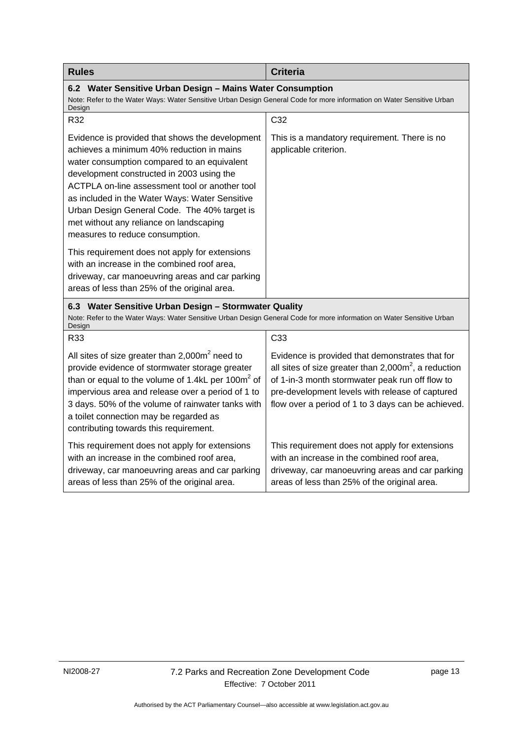| Rules | Criteria |
|---|---|
| **6.2 Water Sensitive Urban Design – Mains Water Consumption** | |
| Note: Refer to the Water Ways: Water Sensitive Urban Design General Code for more information on Water Sensitive Urban Design | |
| R32 | C32 |
| Evidence is provided that shows the development achieves a minimum 40% reduction in mains water consumption compared to an equivalent development constructed in 2003 using the ACTPLA on-line assessment tool or another tool as included in the Water Ways: Water Sensitive Urban Design General Code. The 40% target is met without any reliance on landscaping measures to reduce consumption.<br><br>This requirement does not apply for extensions with an increase in the combined roof area, driveway, car manoeuvring areas and car parking areas of less than 25% of the original area. | This is a mandatory requirement. There is no applicable criterion. |
| **6.3 Water Sensitive Urban Design – Stormwater Quality** | |
| Note: Refer to the Water Ways: Water Sensitive Urban Design General Code for more information on Water Sensitive Urban Design | |
| R33 | C33 |
| All sites of size greater than 2,000m$^2$ need to provide evidence of stormwater storage greater than or equal to the volume of 1.4kL per 100m$^2$ of impervious area and release over a period of 1 to 3 days. 50% of the volume of rainwater tanks with a toilet connection may be regarded as contributing towards this requirement.<br><br>This requirement does not apply for extensions with an increase in the combined roof area, driveway, car manoeuvring areas and car parking areas of less than 25% of the original area. | Evidence is provided that demonstrates that for all sites of size greater than 2,000m$^2$, a reduction of 1-in-3 month stormwater peak run off flow to pre-development levels with release of captured flow over a period of 1 to 3 days can be achieved.<br><br>This requirement does not apply for extensions with an increase in the combined roof area, driveway, car manoeuvring areas and car parking areas of less than 25% of the original area. |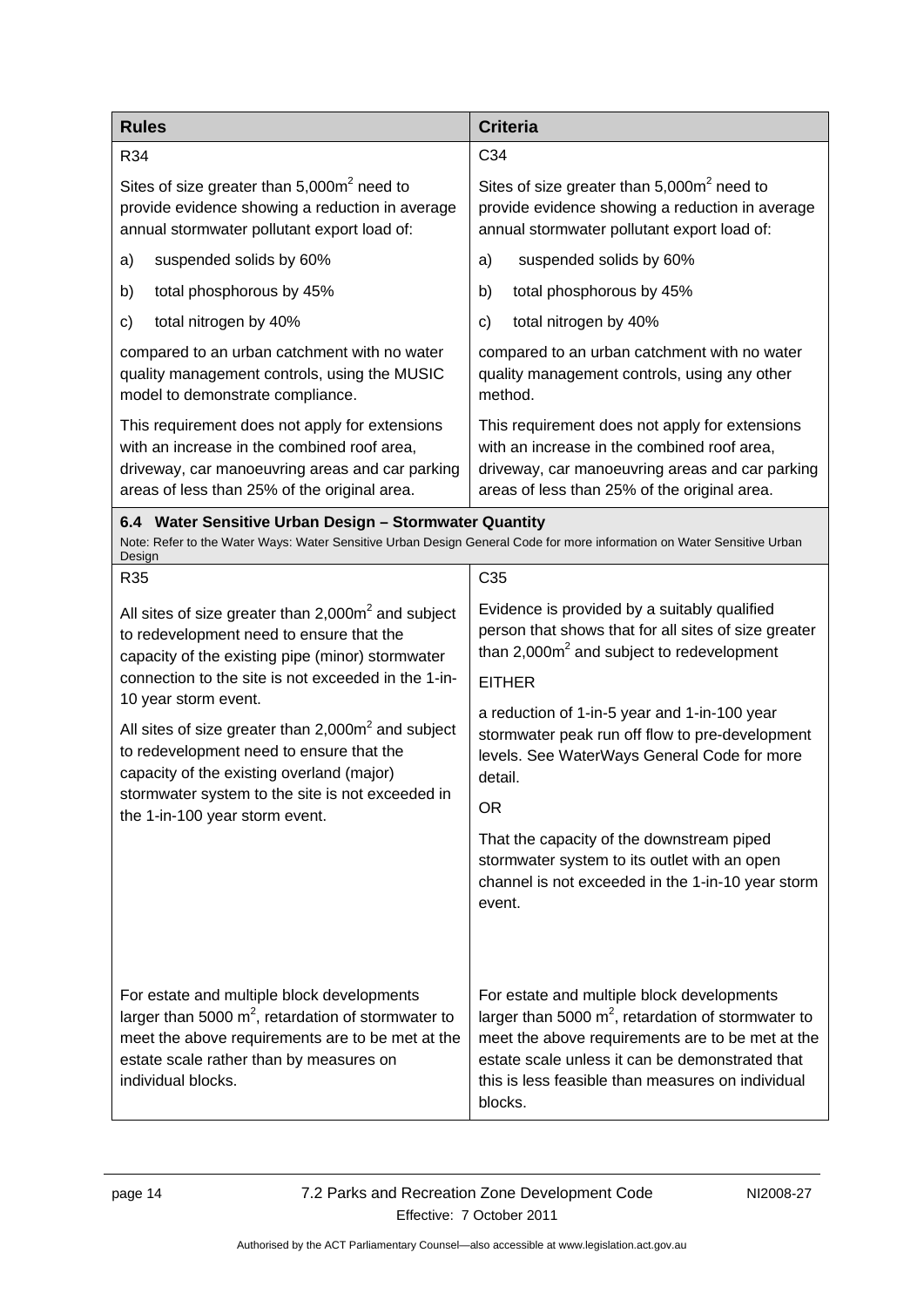| **Rules** | **Criteria** |
| --- | --- |
| R34 | C34 |
| Sites of size greater than 5,000m$^2$ need to provide evidence showing a reduction in average annual stormwater pollutant export load of: | Sites of size greater than 5,000m$^2$ need to provide evidence showing a reduction in average annual stormwater pollutant export load of: |
| a) suspended solids by 60% | a) suspended solids by 60% |
| b) total phosphorous by 45% | b) total phosphorous by 45% |
| c) total nitrogen by 40% | c) total nitrogen by 40% |
| compared to an urban catchment with no water quality management controls, using the MUSIC model to demonstrate compliance. | compared to an urban catchment with no water quality management controls, using any other method. |
| This requirement does not apply for extensions with an increase in the combined roof area, driveway, car manoeuvring areas and car parking areas of less than 25% of the original area. | This requirement does not apply for extensions with an increase in the combined roof area, driveway, car manoeuvring areas and car parking areas of less than 25% of the original area. |
| **6.4 Water Sensitive Urban Design – Stormwater Quantity** Note: Refer to the Water Ways: Water Sensitive Urban Design General Code for more information on Water Sensitive Urban Design | |
| R35 | C35 |
| All sites of size greater than 2,000m$^2$ and subject to redevelopment need to ensure that the capacity of the existing pipe (minor) stormwater connection to the site is not exceeded in the 1-in-10 year storm event. All sites of size greater than 2,000m$^2$ and subject to redevelopment need to ensure that the capacity of the existing overland (major) stormwater system to the site is not exceeded in the 1-in-100 year storm event. | Evidence is provided by a suitably qualified person that shows that for all sites of size greater than 2,000m$^2$ and subject to redevelopment EITHER a reduction of 1-in-5 year and 1-in-100 year stormwater peak run off flow to pre-development levels. See WaterWays General Code for more detail. OR That the capacity of the downstream piped stormwater system to its outlet with an open channel is not exceeded in the 1-in-10 year storm event. |
| For estate and multiple block developments larger than 5000 m$^2$, retardation of stormwater to meet the above requirements are to be met at the estate scale rather than by measures on individual blocks. | For estate and multiple block developments larger than 5000 m$^2$, retardation of stormwater to meet the above requirements are to be met at the estate scale unless it can be demonstrated that this is less feasible than measures on individual blocks. |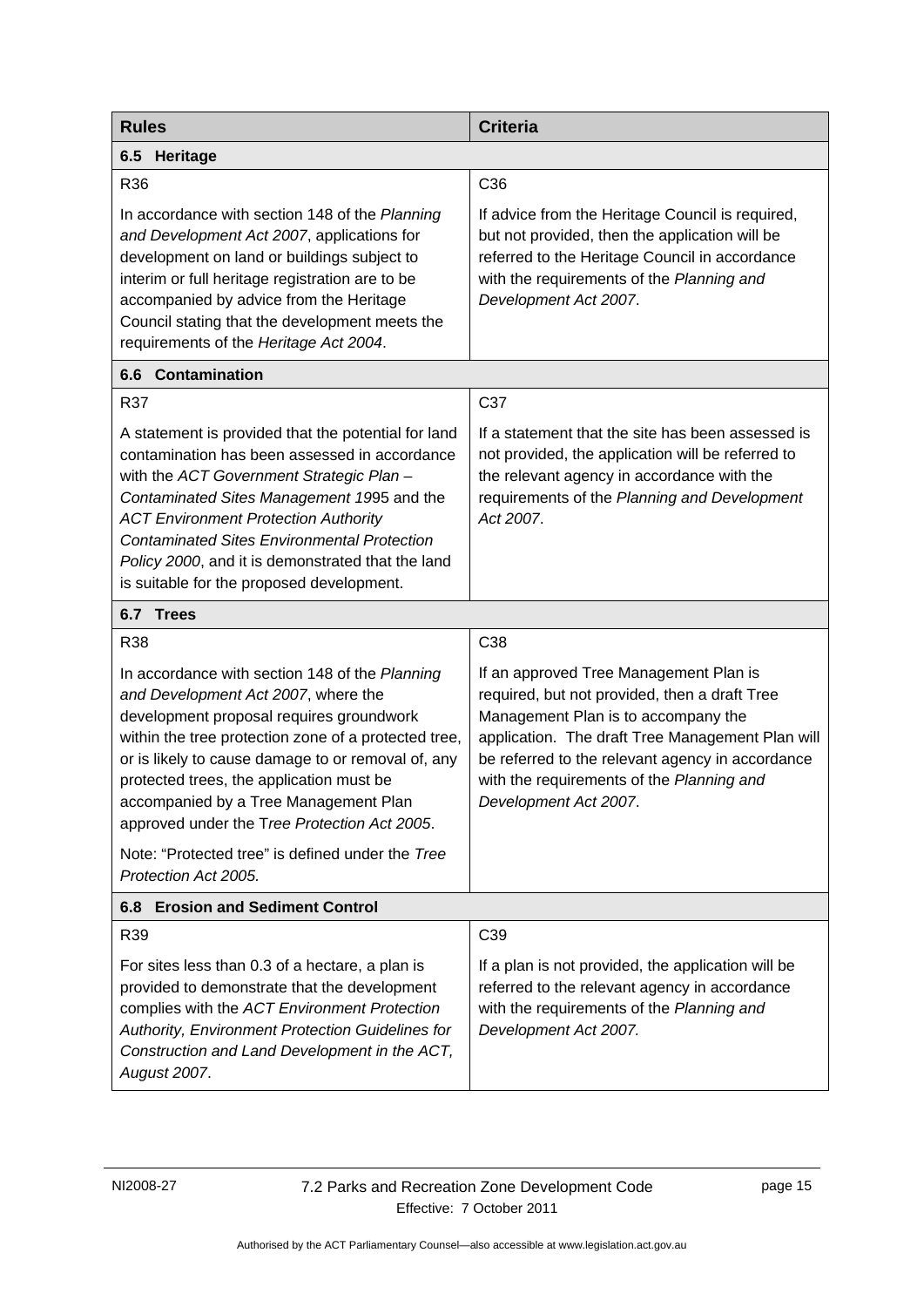| Rules | Criteria |
|---|---|
| **6.5 Heritage** | |
| R36 | C36 |
| In accordance with section 148 of the *Planning and Development Act 2007*, applications for development on land or buildings subject to interim or full heritage registration are to be accompanied by advice from the Heritage Council stating that the development meets the requirements of the *Heritage Act 2004*. | If advice from the Heritage Council is required, but not provided, then the application will be referred to the Heritage Council in accordance with the requirements of the *Planning and Development Act 2007*. |
| **6.6 Contamination** | |
| R37 | C37 |
| A statement is provided that the potential for land contamination has been assessed in accordance with the *ACT Government Strategic Plan – Contaminated Sites Management 1995* and the *ACT Environment Protection Authority Contaminated Sites Environmental Protection Policy 2000*, and it is demonstrated that the land is suitable for the proposed development. | If a statement that the site has been assessed is not provided, the application will be referred to the relevant agency in accordance with the requirements of the *Planning and Development Act 2007*. |
| **6.7 Trees** | |
| R38 | C38 |
| In accordance with section 148 of the *Planning and Development Act 2007*, where the development proposal requires groundwork within the tree protection zone of a protected tree, or is likely to cause damage to or removal of, any protected trees, the application must be accompanied by a Tree Management Plan approved under the T*ree Protection Act 2005*.<br><br>Note: "Protected tree" is defined under the *Tree Protection Act 2005.* | If an approved Tree Management Plan is required, but not provided, then a draft Tree Management Plan is to accompany the application. The draft Tree Management Plan will be referred to the relevant agency in accordance with the requirements of the *Planning and Development Act 2007*. |
| **6.8 Erosion and Sediment Control** | |
| R39 | C39 |
| For sites less than 0.3 of a hectare, a plan is provided to demonstrate that the development complies with the *ACT Environment Protection Authority, Environment Protection Guidelines for Construction and Land Development in the ACT, August 2007*. | If a plan is not provided, the application will be referred to the relevant agency in accordance with the requirements of the *Planning and Development Act 2007.* |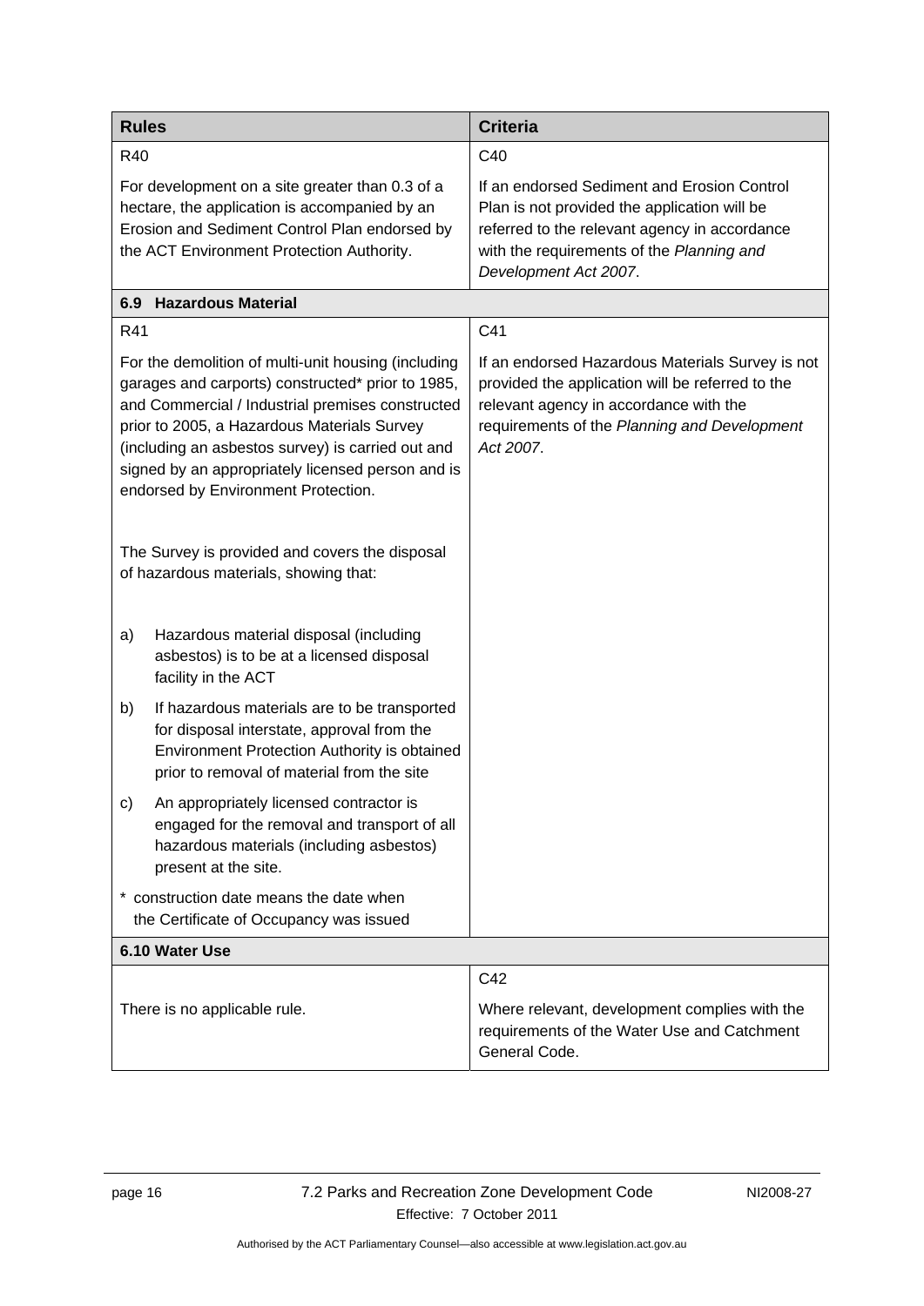| Rules | Criteria |
|---|---|
| R40<br><br>For development on a site greater than 0.3 of a hectare, the application is accompanied by an Erosion and Sediment Control Plan endorsed by the ACT Environment Protection Authority. | C40<br><br>If an endorsed Sediment and Erosion Control Plan is not provided the application will be referred to the relevant agency in accordance with the requirements of the *Planning and Development Act 2007*. |
| **6.9 Hazardous Material** | |
| R41<br><br>For the demolition of multi-unit housing (including garages and carports) constructed* prior to 1985, and Commercial / Industrial premises constructed prior to 2005, a Hazardous Materials Survey (including an asbestos survey) is carried out and signed by an appropriately licensed person and is endorsed by Environment Protection.<br><br>The Survey is provided and covers the disposal of hazardous materials, showing that:<br><br>a) Hazardous material disposal (including asbestos) is to be at a licensed disposal facility in the ACT<br><br>b) If hazardous materials are to be transported for disposal interstate, approval from the Environment Protection Authority is obtained prior to removal of material from the site<br><br>c) An appropriately licensed contractor is engaged for the removal and transport of all hazardous materials (including asbestos) present at the site.<br><br>* construction date means the date when the Certificate of Occupancy was issued | C41<br><br>If an endorsed Hazardous Materials Survey is not provided the application will be referred to the relevant agency in accordance with the requirements of the *Planning and Development Act 2007*. |
| **6.10 Water Use** | |
| There is no applicable rule. | C42<br><br>Where relevant, development complies with the requirements of the Water Use and Catchment General Code. |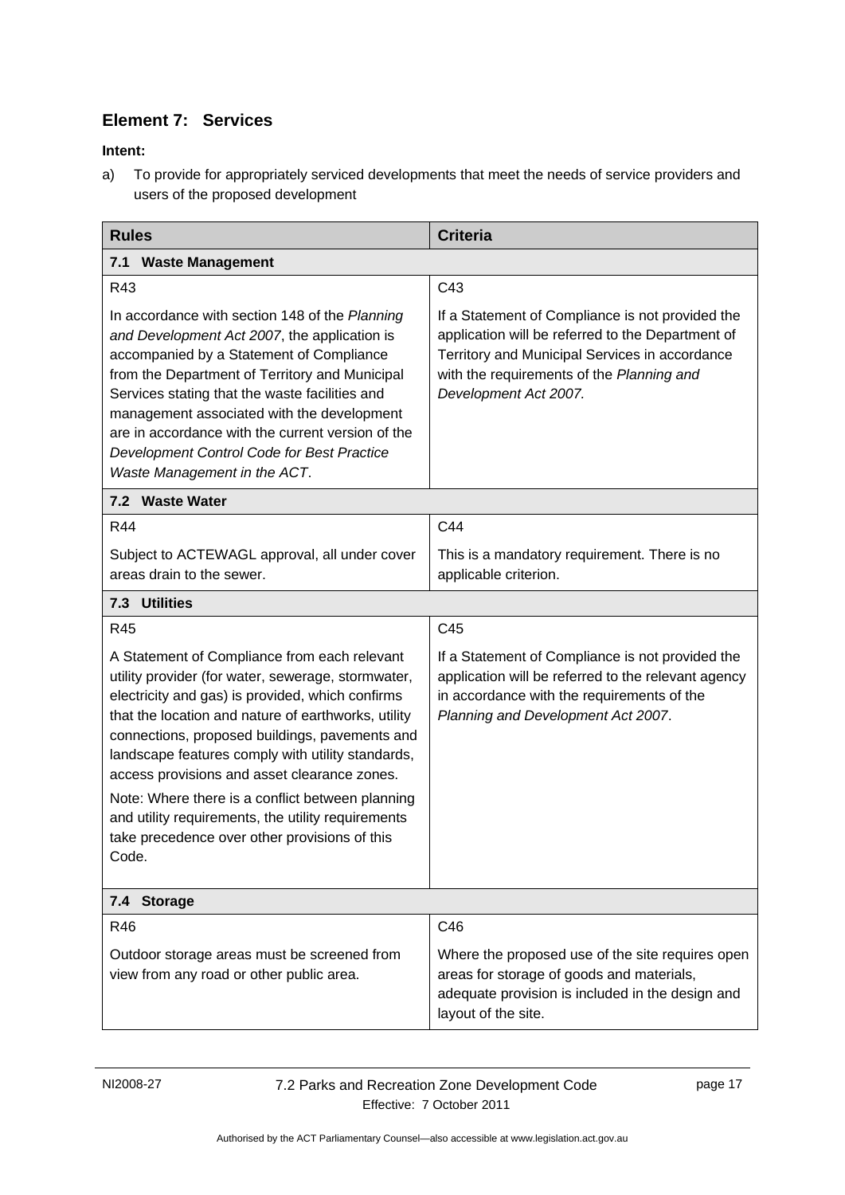## Element 7: Services

**Intent:**

a) To provide for appropriately serviced developments that meet the needs of service providers and users of the proposed development

| **Rules** | **Criteria** |
|---|---|
| **7.1 Waste Management** | |
| R43<br><br>In accordance with section 148 of the *Planning and Development Act 2007*, the application is accompanied by a Statement of Compliance from the Department of Territory and Municipal Services stating that the waste facilities and management associated with the development are in accordance with the current version of the *Development Control Code for Best Practice Waste Management in the ACT*. | C43<br><br>If a Statement of Compliance is not provided the application will be referred to the Department of Territory and Municipal Services in accordance with the requirements of the *Planning and Development Act 2007.* |
| **7.2 Waste Water** | |
| R44<br><br>Subject to ACTEWAGL approval, all under cover areas drain to the sewer. | C44<br><br>This is a mandatory requirement. There is no applicable criterion. |
| **7.3 Utilities** | |
| R45<br><br>A Statement of Compliance from each relevant utility provider (for water, sewerage, stormwater, electricity and gas) is provided, which confirms that the location and nature of earthworks, utility connections, proposed buildings, pavements and landscape features comply with utility standards, access provisions and asset clearance zones.<br><br>Note: Where there is a conflict between planning and utility requirements, the utility requirements take precedence over other provisions of this Code. | C45<br><br>If a Statement of Compliance is not provided the application will be referred to the relevant agency in accordance with the requirements of the *Planning and Development Act 2007*. |
| **7.4 Storage** | |
| R46<br><br>Outdoor storage areas must be screened from view from any road or other public area. | C46<br><br>Where the proposed use of the site requires open areas for storage of goods and materials, adequate provision is included in the design and layout of the site. |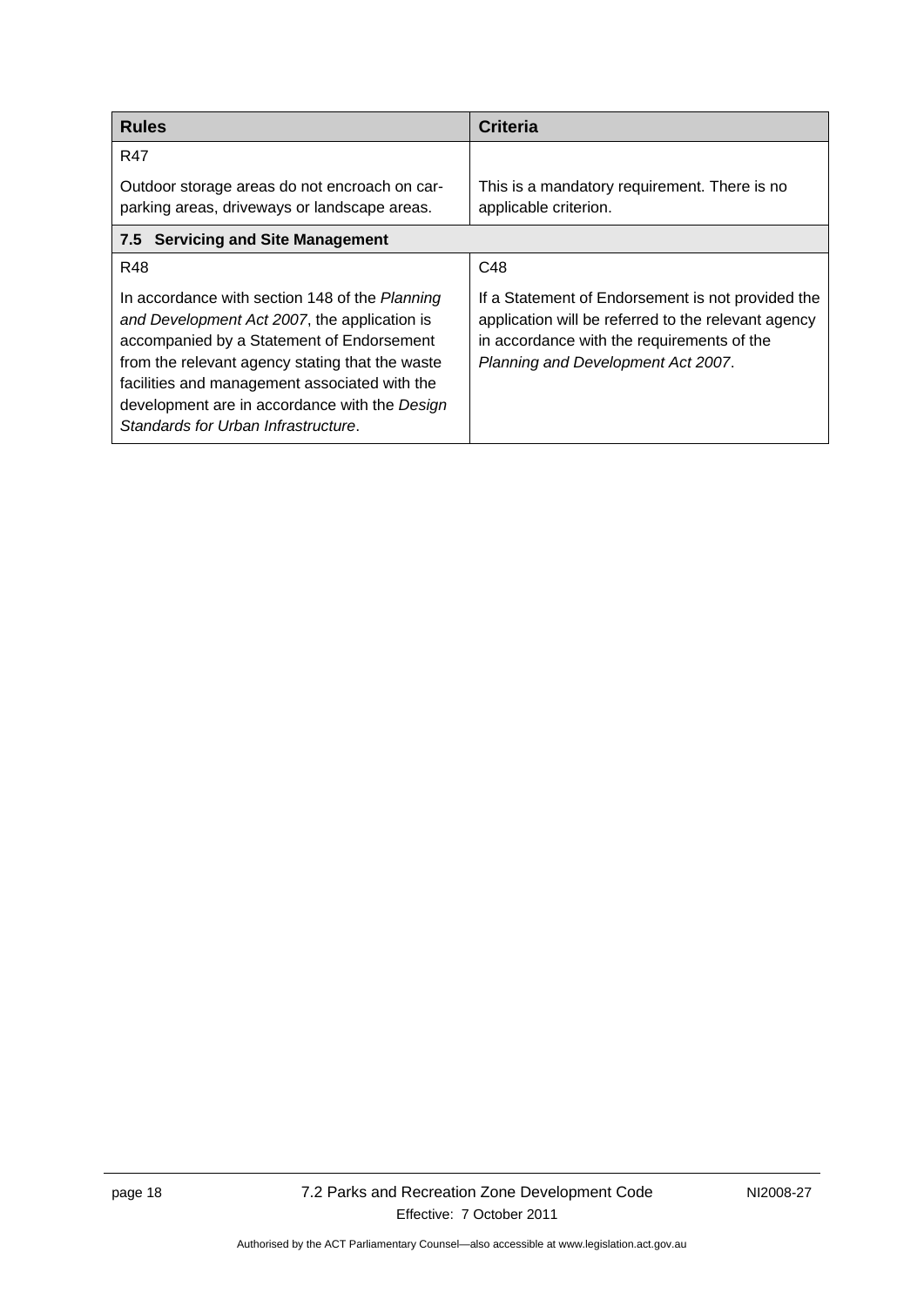| Rules | Criteria |
|---|---|
| R47<br><br>Outdoor storage areas do not encroach on car-parking areas, driveways or landscape areas. | This is a mandatory requirement. There is no applicable criterion. |
| **7.5 Servicing and Site Management** | |
| R48<br><br>In accordance with section 148 of the *Planning and Development Act 2007*, the application is accompanied by a Statement of Endorsement from the relevant agency stating that the waste facilities and management associated with the development are in accordance with the *Design Standards for Urban Infrastructure*. | C48<br><br>If a Statement of Endorsement is not provided the application will be referred to the relevant agency in accordance with the requirements of the *Planning and Development Act 2007*. |